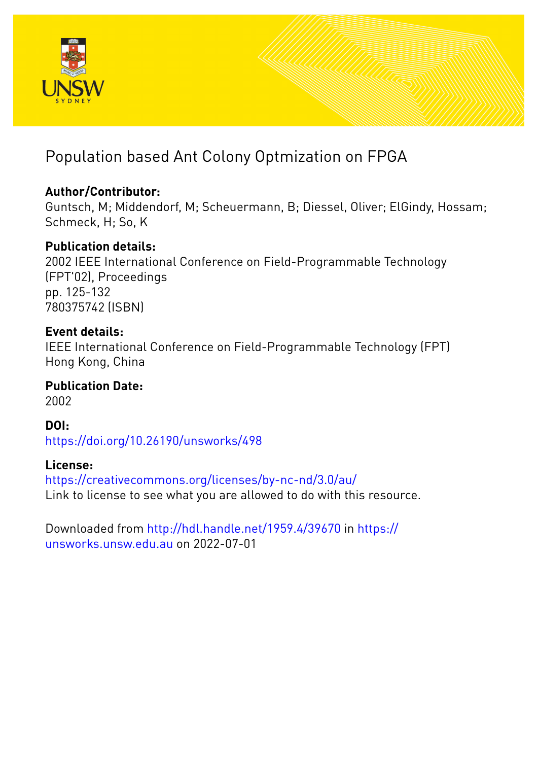# Population based Ant Colony Optmization on FPGA

**Author/Contributor:**
Guntsch, M; Middendorf, M; Scheuermann, B; Diessel, Oliver; ElGindy, Hossam; Schmeck, H; So, K

**Publication details:**
2002 IEEE International Conference on Field-Programmable Technology (FPT'02), Proceedings
pp. 125-132
780375742 (ISBN)

**Event details:**
IEEE International Conference on Field-Programmable Technology (FPT)
Hong Kong, China

**Publication Date:**
2002

**DOI:**
https://doi.org/10.26190/unsworks/498

**License:**
https://creativecommons.org/licenses/by-nc-nd/3.0/au/
Link to license to see what you are allowed to do with this resource.

Downloaded from http://hdl.handle.net/1959.4/39670 in https://unsworks.unsw.edu.au on 2022-07-01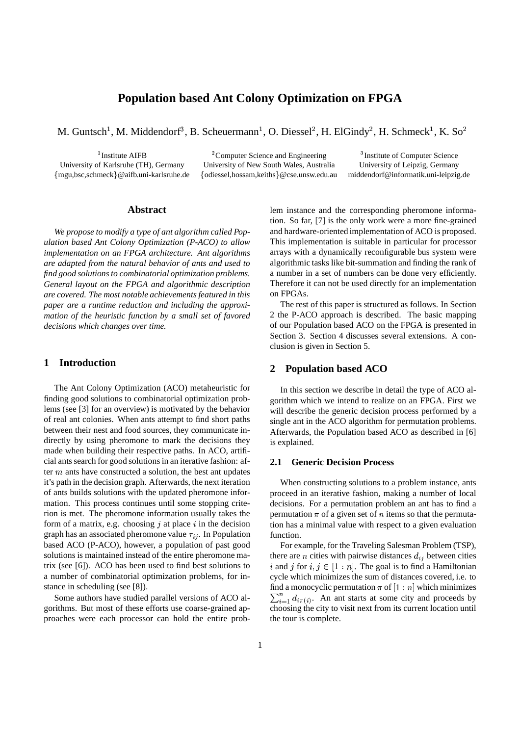# Population based Ant Colony Optimization on FPGA

M. Guntsch[1], M. Middendorf[3], B. Scheuermann[1], O. Diessel[2], H. ElGindy[2], H. Schmeck[1], K. So[2]

[1] Institute AIFB
University of Karlsruhe (TH), Germany
{mgu,bsc,schmeck}@aifb.uni-karlsruhe.de

[2] Computer Science and Engineering
University of New South Wales, Australia
{odiessel,hossam,keiths}@cse.unsw.edu.au

[3] Institute of Computer Science
University of Leipzig, Germany
middendorf@informatik.uni-leipzig.de

## Abstract

*We propose to modify a type of ant algorithm called Population based Ant Colony Optimization (P-ACO) to allow implementation on an FPGA architecture. Ant algorithms are adapted from the natural behavior of ants and used to find good solutions to combinatorial optimization problems. General layout on the FPGA and algorithmic description are covered. The most notable achievements featured in this paper are a runtime reduction and including the approximation of the heuristic function by a small set of favored decisions which changes over time.*

## 1 Introduction

The Ant Colony Optimization (ACO) metaheuristic for finding good solutions to combinatorial optimization problems (see [3] for an overview) is motivated by the behavior of real ant colonies. When ants attempt to find short paths between their nest and food sources, they communicate indirectly by using pheromone to mark the decisions they made when building their respective paths. In ACO, artificial ants search for good solutions in an iterative fashion: after $m$ ants have constructed a solution, the best ant updates it's path in the decision graph. Afterwards, the next iteration of ants builds solutions with the updated pheromone information. This process continues until some stopping criterion is met. The pheromone information usually takes the form of a matrix, e.g. choosing $j$ at place $i$ in the decision graph has an associated pheromone value $\tau_{ij}$. In Population based ACO (P-ACO), however, a population of past good solutions is maintained instead of the entire pheromone matrix (see [6]). ACO has been used to find best solutions to a number of combinatorial optimization problems, for instance in scheduling (see [8]).

Some authors have studied parallel versions of ACO algorithms. But most of these efforts use coarse-grained approaches were each processor can hold the entire problem instance and the corresponding pheromone information. So far, [7] is the only work were a more fine-grained and hardware-oriented implementation of ACO is proposed. This implementation is suitable in particular for processor arrays with a dynamically reconfigurable bus system were algorithmic tasks like bit-summation and finding the rank of a number in a set of numbers can be done very efficiently. Therefore it can not be used directly for an implementation on FPGAs.

The rest of this paper is structured as follows. In Section 2 the P-ACO approach is described. The basic mapping of our Population based ACO on the FPGA is presented in Section 3. Section 4 discusses several extensions. A conclusion is given in Section 5.

## 2 Population based ACO

In this section we describe in detail the type of ACO algorithm which we intend to realize on an FPGA. First we will describe the generic decision process performed by a single ant in the ACO algorithm for permutation problems. Afterwards, the Population based ACO as described in [6] is explained.

### 2.1 Generic Decision Process

When constructing solutions to a problem instance, ants proceed in an iterative fashion, making a number of local decisions. For a permutation problem an ant has to find a permutation $\pi$ of a given set of $n$ items so that the permutation has a minimal value with respect to a given evaluation function.

For example, for the Traveling Salesman Problem (TSP), there are $n$ cities with pairwise distances $d_{ij}$ between cities $i$ and $j$ for $i, j \in [1 : n]$. The goal is to find a Hamiltonian cycle which minimizes the sum of distances covered, i.e. to find a monocyclic permutation $\pi$ of $[1 : n]$ which minimizes $\sum_{i=1}^{n} d_{i\pi(i)}$. An ant starts at some city and proceeds by choosing the city to visit next from its current location until the tour is complete.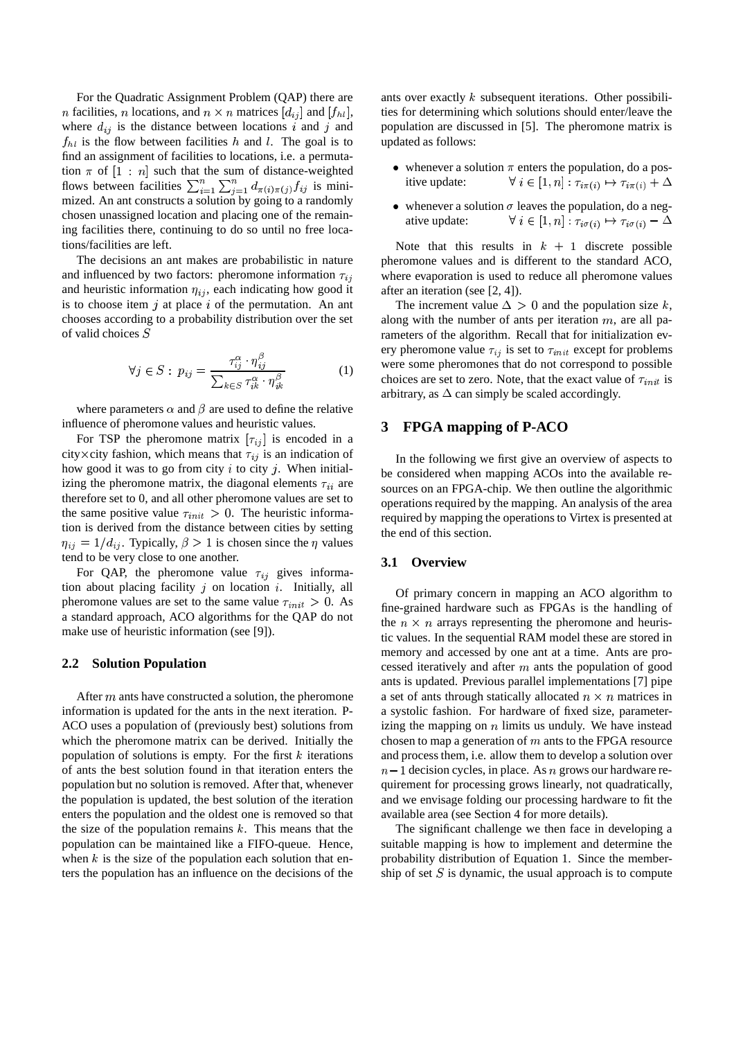For the Quadratic Assignment Problem (QAP) there are $n$ facilities, $n$ locations, and $n \times n$ matrices $[d_{ij}]$ and $[f_{hl}]$, where $d_{ij}$ is the distance between locations $i$ and $j$ and $f_{hl}$ is the flow between facilities $h$ and $l$. The goal is to find an assignment of facilities to locations, i.e. a permutation $\pi$ of $[1 : n]$ such that the sum of distance-weighted flows between facilities $\sum_{i=1}^{n} \sum_{j=1}^{n} d_{\pi(i)\pi(j)} f_{ij}$ is minimized. An ant constructs a solution by going to a randomly chosen unassigned location and placing one of the remaining facilities there, continuing to do so until no free locations/facilities are left.

The decisions an ant makes are probabilistic in nature and influenced by two factors: pheromone information $\tau_{ij}$ and heuristic information $\eta_{ij}$, each indicating how good it is to choose item $j$ at place $i$ of the permutation. An ant chooses according to a probability distribution over the set of valid choices $S$

$$\forall j \in S : \; p_{ij} = \frac{\tau_{ij}^{\alpha} \cdot \eta_{ij}^{\beta}}{\sum_{k \in S} \tau_{ik}^{\alpha} \cdot \eta_{ik}^{\beta}} \tag{1}$$

where parameters $\alpha$ and $\beta$ are used to define the relative influence of pheromone values and heuristic values.

For TSP the pheromone matrix $[\tau_{ij}]$ is encoded in a city$\times$city fashion, which means that $\tau_{ij}$ is an indication of how good it was to go from city $i$ to city $j$. When initializing the pheromone matrix, the diagonal elements $\tau_{ii}$ are therefore set to 0, and all other pheromone values are set to the same positive value $\tau_{init} > 0$. The heuristic information is derived from the distance between cities by setting $\eta_{ij} = 1/d_{ij}$. Typically, $\beta > 1$ is chosen since the $\eta$ values tend to be very close to one another.

For QAP, the pheromone value $\tau_{ij}$ gives information about placing facility $j$ on location $i$. Initially, all pheromone values are set to the same value $\tau_{init} > 0$. As a standard approach, ACO algorithms for the QAP do not make use of heuristic information (see [9]).

### 2.2 Solution Population

After $m$ ants have constructed a solution, the pheromone information is updated for the ants in the next iteration. P-ACO uses a population of (previously best) solutions from which the pheromone matrix can be derived. Initially the population of solutions is empty. For the first $k$ iterations of ants the best solution found in that iteration enters the population but no solution is removed. After that, whenever the population is updated, the best solution of the iteration enters the population and the oldest one is removed so that the size of the population remains $k$. This means that the population can be maintained like a FIFO-queue. Hence, when $k$ is the size of the population each solution that enters the population has an influence on the decisions of the ants over exactly $k$ subsequent iterations. Other possibilities for determining which solutions should enter/leave the population are discussed in [5]. The pheromone matrix is updated as follows:

- whenever a solution $\pi$ enters the population, do a positive update: $\forall\, i \in [1, n] : \tau_{i\pi(i)} \mapsto \tau_{i\pi(i)} + \Delta$
- whenever a solution $\sigma$ leaves the population, do a negative update: $\forall\, i \in [1, n] : \tau_{i\sigma(i)} \mapsto \tau_{i\sigma(i)} - \Delta$

Note that this results in $k + 1$ discrete possible pheromone values and is different to the standard ACO, where evaporation is used to reduce all pheromone values after an iteration (see [2, 4]).

The increment value $\Delta > 0$ and the population size $k$, along with the number of ants per iteration $m$, are all parameters of the algorithm. Recall that for initialization every pheromone value $\tau_{ij}$ is set to $\tau_{init}$ except for problems were some pheromones that do not correspond to possible choices are set to zero. Note, that the exact value of $\tau_{init}$ is arbitrary, as $\Delta$ can simply be scaled accordingly.

## 3 FPGA mapping of P-ACO

In the following we first give an overview of aspects to be considered when mapping ACOs into the available resources on an FPGA-chip. We then outline the algorithmic operations required by the mapping. An analysis of the area required by mapping the operations to Virtex is presented at the end of this section.

### 3.1 Overview

Of primary concern in mapping an ACO algorithm to fine-grained hardware such as FPGAs is the handling of the $n \times n$ arrays representing the pheromone and heuristic values. In the sequential RAM model these are stored in memory and accessed by one ant at a time. Ants are processed iteratively and after $m$ ants the population of good ants is updated. Previous parallel implementations [7] pipe a set of ants through statically allocated $n \times n$ matrices in a systolic fashion. For hardware of fixed size, parameterizing the mapping on $n$ limits us unduly. We have instead chosen to map a generation of $m$ ants to the FPGA resource and process them, i.e. allow them to develop a solution over $n-1$ decision cycles, in place. As $n$ grows our hardware requirement for processing grows linearly, not quadratically, and we envisage folding our processing hardware to fit the available area (see Section 4 for more details).

The significant challenge we then face in developing a suitable mapping is how to implement and determine the probability distribution of Equation 1. Since the membership of set $S$ is dynamic, the usual approach is to compute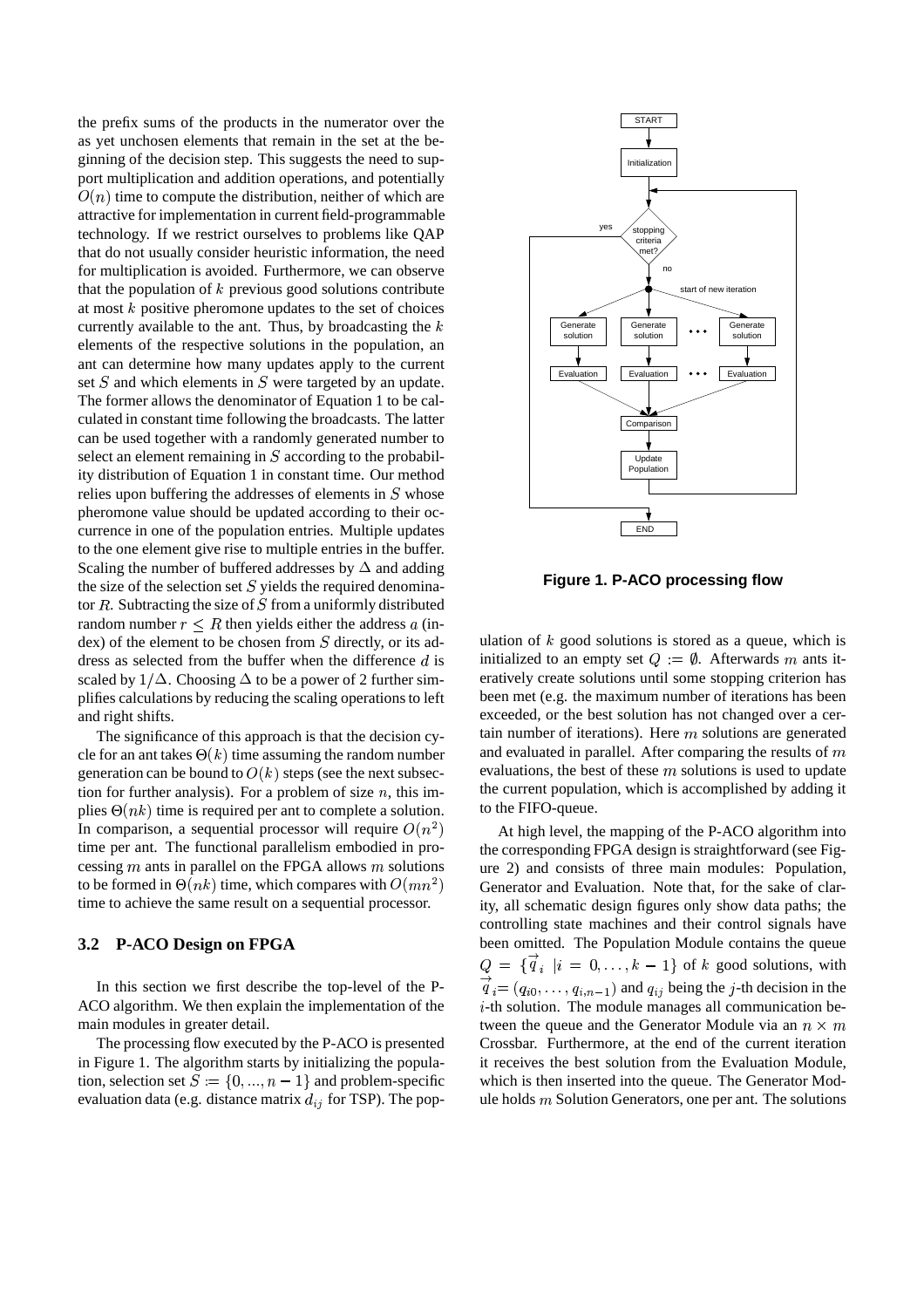the prefix sums of the products in the numerator over the as yet unchosen elements that remain in the set at the beginning of the decision step. This suggests the need to support multiplication and addition operations, and potentially $O(n)$ time to compute the distribution, neither of which are attractive for implementation in current field-programmable technology. If we restrict ourselves to problems like QAP that do not usually consider heuristic information, the need for multiplication is avoided. Furthermore, we can observe that the population of $k$ previous good solutions contribute at most $k$ positive pheromone updates to the set of choices currently available to the ant. Thus, by broadcasting the $k$ elements of the respective solutions in the population, an ant can determine how many updates apply to the current set $S$ and which elements in $S$ were targeted by an update. The former allows the denominator of Equation 1 to be calculated in constant time following the broadcasts. The latter can be used together with a randomly generated number to select an element remaining in $S$ according to the probability distribution of Equation 1 in constant time. Our method relies upon buffering the addresses of elements in $S$ whose pheromone value should be updated according to their occurrence in one of the population entries. Multiple updates to the one element give rise to multiple entries in the buffer. Scaling the number of buffered addresses by $\Delta$ and adding the size of the selection set $S$ yields the required denominator $R$. Subtracting the size of $S$ from a uniformly distributed random number $r \leq R$ then yields either the address $a$ (index) of the element to be chosen from $S$ directly, or its address as selected from the buffer when the difference $d$ is scaled by $1/\Delta$. Choosing $\Delta$ to be a power of 2 further simplifies calculations by reducing the scaling operations to left and right shifts.

The significance of this approach is that the decision cycle for an ant takes $\Theta(k)$ time assuming the random number generation can be bound to $O(k)$ steps (see the next subsection for further analysis). For a problem of size $n$, this implies $\Theta(nk)$ time is required per ant to complete a solution. In comparison, a sequential processor will require $O(n^2)$ time per ant. The functional parallelism embodied in processing $m$ ants in parallel on the FPGA allows $m$ solutions to be formed in $\Theta(nk)$ time, which compares with $O(mn^2)$ time to achieve the same result on a sequential processor.

### 3.2 P-ACO Design on FPGA

In this section we first describe the top-level of the P-ACO algorithm. We then explain the implementation of the main modules in greater detail.

The processing flow executed by the P-ACO is presented in Figure 1. The algorithm starts by initializing the population, selection set $S := \{0, ..., n-1\}$ and problem-specific evaluation data (e.g. distance matrix $d_{ij}$ for TSP). The population of $k$ good solutions is stored as a queue, which is initialized to an empty set $Q := \emptyset$. Afterwards $m$ ants iteratively create solutions until some stopping criterion has been met (e.g. the maximum number of iterations has been exceeded, or the best solution has not changed over a certain number of iterations). Here $m$ solutions are generated and evaluated in parallel. After comparing the results of $m$ evaluations, the best of these $m$ solutions is used to update the current population, which is accomplished by adding it to the FIFO-queue.

**Figure 1. P-ACO processing flow**

At high level, the mapping of the P-ACO algorithm into the corresponding FPGA design is straightforward (see Figure 2) and consists of three main modules: Population, Generator and Evaluation. Note that, for the sake of clarity, all schematic design figures only show data paths; the controlling state machines and their control signals have been omitted. The Population Module contains the queue $Q = \{\vec{q}_i \mid i = 0, \ldots, k-1\}$ of $k$ good solutions, with $\vec{q}_i = (q_{i0}, \ldots, q_{i,n-1})$ and $q_{ij}$ being the $j$-th decision in the $i$-th solution. The module manages all communication between the queue and the Generator Module via an $n \times m$ Crossbar. Furthermore, at the end of the current iteration it receives the best solution from the Evaluation Module, which is then inserted into the queue. The Generator Module holds $m$ Solution Generators, one per ant. The solutions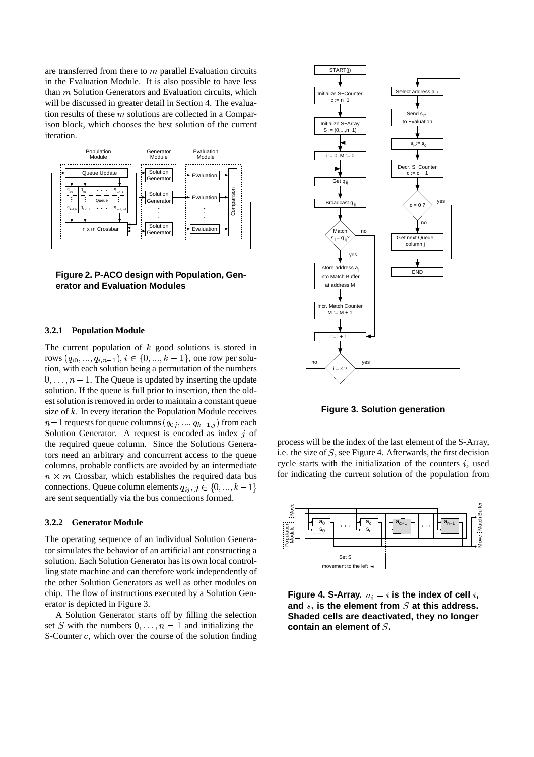are transferred from there to $m$ parallel Evaluation circuits in the Evaluation Module. It is also possible to have less than $m$ Solution Generators and Evaluation circuits, which will be discussed in greater detail in Section 4. The evaluation results of these $m$ solutions are collected in a Comparison block, which chooses the best solution of the current iteration.

**Figure 2. P-ACO design with Population, Generator and Evaluation Modules**

### 3.2.1 Population Module

The current population of $k$ good solutions is stored in rows $(q_{i0}, ..., q_{i,n-1})$, $i \in \{0, ..., k-1\}$, one row per solution, with each solution being a permutation of the numbers $0, \ldots, n-1$. The Queue is updated by inserting the update solution. If the queue is full prior to insertion, then the oldest solution is removed in order to maintain a constant queue size of $k$. In every iteration the Population Module receives $n-1$ requests for queue columns $(q_{0j}, ..., q_{k-1,j})$ from each Solution Generator. A request is encoded as index $j$ of the required queue column. Since the Solutions Generators need an arbitrary and concurrent access to the queue columns, probable conflicts are avoided by an intermediate $n \times m$ Crossbar, which establishes the required data bus connections. Queue column elements $q_{ij}$, $j \in \{0, ..., k-1\}$ are sent sequentially via the bus connections formed.

### 3.2.2 Generator Module

The operating sequence of an individual Solution Generator simulates the behavior of an artificial ant constructing a solution. Each Solution Generator has its own local controlling state machine and can therefore work independently of the other Solution Generators as well as other modules on chip. The flow of instructions executed by a Solution Generator is depicted in Figure 3.

A Solution Generator starts off by filling the selection set $S$ with the numbers $0, \ldots, n-1$ and initializing the S-Counter $c$, which over the course of the solution finding process will be the index of the last element of the S-Array, i.e. the size of $S$, see Figure 4. Afterwards, the first decision cycle starts with the initialization of the counters $i$, used for indicating the current solution of the population from

**Figure 3. Solution generation**

**Figure 4. S-Array. $a_i = i$ is the index of cell $i$, and $s_i$ is the element from $S$ at this address. Shaded cells are deactivated, they no longer contain an element of $S$.**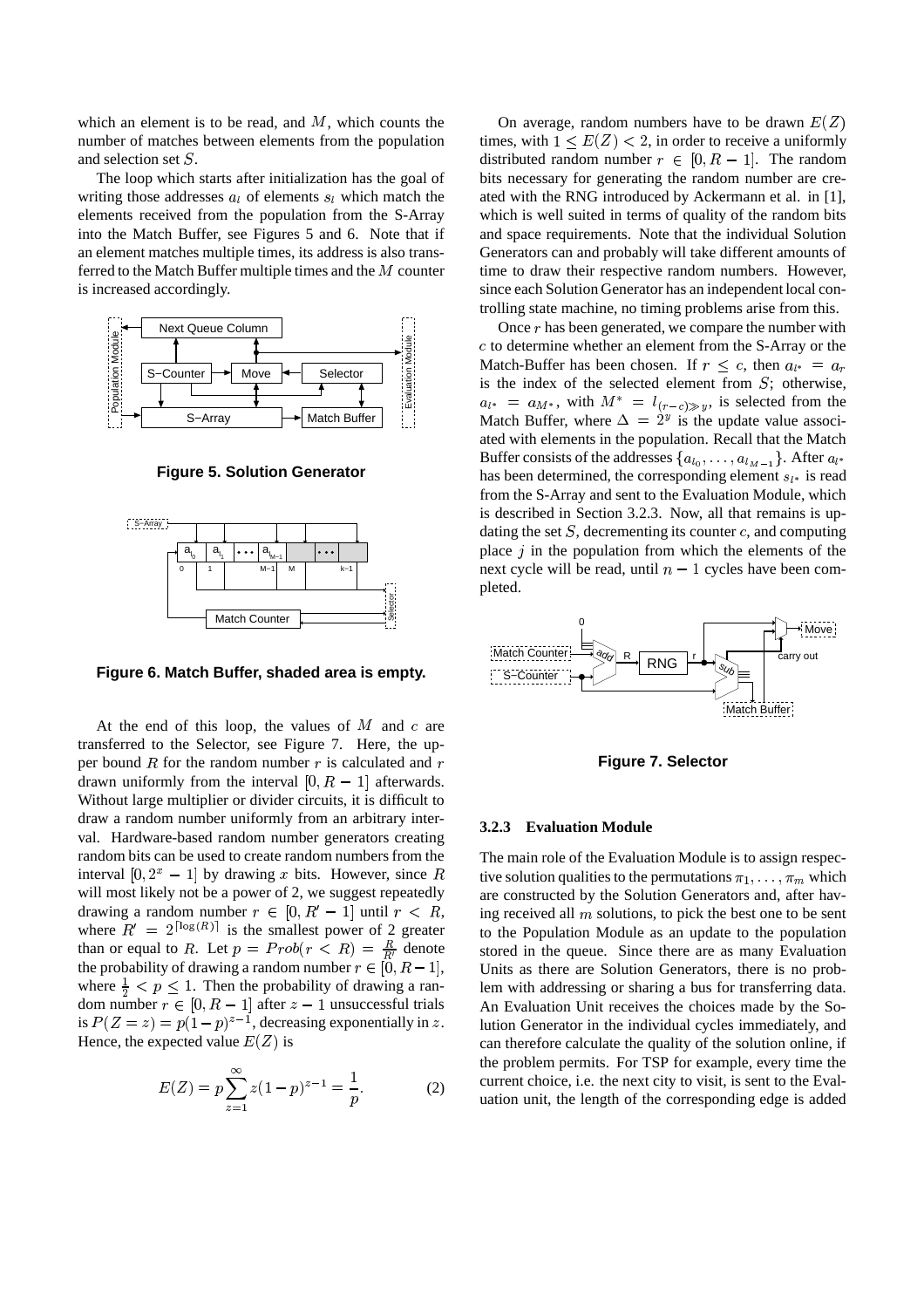which an element is to be read, and $M$, which counts the number of matches between elements from the population and selection set $S$.

The loop which starts after initialization has the goal of writing those addresses $a_l$ of elements $s_l$ which match the elements received from the population from the S-Array into the Match Buffer, see Figures 5 and 6. Note that if an element matches multiple times, its address is also transferred to the Match Buffer multiple times and the $M$ counter is increased accordingly.

**Figure 5. Solution Generator**

**Figure 6. Match Buffer, shaded area is empty.**

At the end of this loop, the values of $M$ and $c$ are transferred to the Selector, see Figure 7. Here, the upper bound $R$ for the random number $r$ is calculated and $r$ drawn uniformly from the interval $[0, R-1]$ afterwards. Without large multiplier or divider circuits, it is difficult to draw a random number uniformly from an arbitrary interval. Hardware-based random number generators creating random bits can be used to create random numbers from the interval $[0, 2^x - 1]$ by drawing $x$ bits. However, since $R$ will most likely not be a power of 2, we suggest repeatedly drawing a random number $r \in [0, R'-1]$ until $r < R$, where $R' = 2^{\lceil \log(R) \rceil}$ is the smallest power of 2 greater than or equal to $R$. Let $p = Prob(r < R) = \frac{R}{R'}$ denote the probability of drawing a random number $r \in [0, R-1]$, where $\frac{1}{2} < p \leq 1$. Then the probability of drawing a random number $r \in [0, R-1]$ after $z-1$ unsuccessful trials is $P(Z = z) = p(1-p)^{z-1}$, decreasing exponentially in $z$. Hence, the expected value $E(Z)$ is

$$E(Z) = p \sum_{z=1}^{\infty} z(1-p)^{z-1} = \frac{1}{p}. \qquad (2)$$

On average, random numbers have to be drawn $E(Z)$ times, with $1 \leq E(Z) < 2$, in order to receive a uniformly distributed random number $r \in [0, R-1]$. The random bits necessary for generating the random number are created with the RNG introduced by Ackermann et al. in [1], which is well suited in terms of quality of the random bits and space requirements. Note that the individual Solution Generators can and probably will take different amounts of time to draw their respective random numbers. However, since each Solution Generator has an independent local controlling state machine, no timing problems arise from this.

Once $r$ has been generated, we compare the number with $c$ to determine whether an element from the S-Array or the Match-Buffer has been chosen. If $r \leq c$, then $a_{l^*} = a_r$ is the index of the selected element from $S$; otherwise, $a_{l^*} = a_{M^*}$, with $M^* = l_{(r-c) \gg y}$, is selected from the Match Buffer, where $\Delta = 2^y$ is the update value associated with elements in the population. Recall that the Match Buffer consists of the addresses $\{a_{l_0}, \ldots, a_{l_{M-1}}\}$. After $a_{l^*}$ has been determined, the corresponding element $s_{l^*}$ is read from the S-Array and sent to the Evaluation Module, which is described in Section 3.2.3. Now, all that remains is updating the set $S$, decrementing its counter $c$, and computing place $j$ in the population from which the elements of the next cycle will be read, until $n-1$ cycles have been completed.

**Figure 7. Selector**

#### 3.2.3 Evaluation Module

The main role of the Evaluation Module is to assign respective solution qualities to the permutations $\pi_1, \ldots, \pi_m$ which are constructed by the Solution Generators and, after having received all $m$ solutions, to pick the best one to be sent to the Population Module as an update to the population stored in the queue. Since there are as many Evaluation Units as there are Solution Generators, there is no problem with addressing or sharing a bus for transferring data. An Evaluation Unit receives the choices made by the Solution Generator in the individual cycles immediately, and can therefore calculate the quality of the solution online, if the problem permits. For TSP for example, every time the current choice, i.e. the next city to visit, is sent to the Evaluation unit, the length of the corresponding edge is added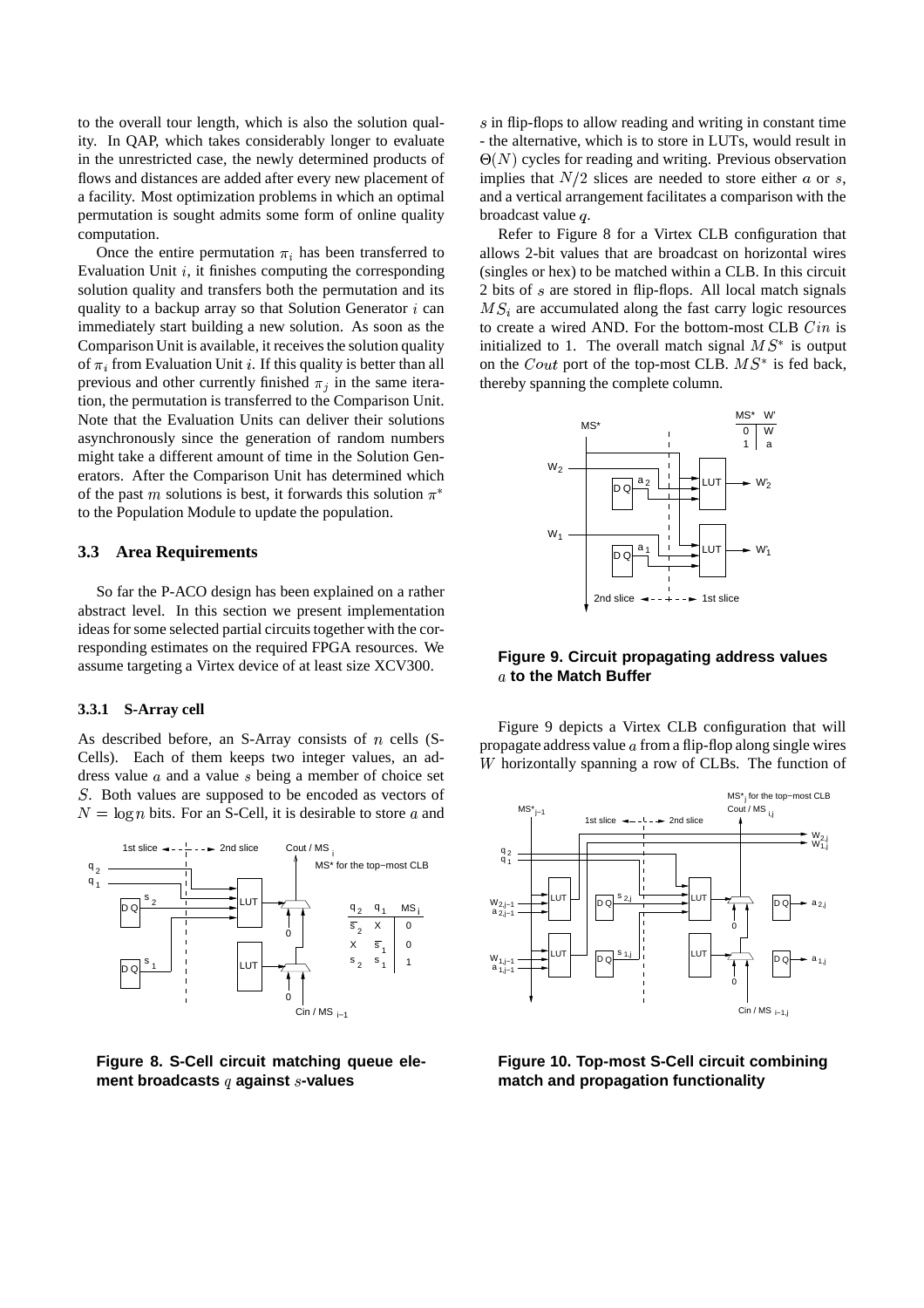to the overall tour length, which is also the solution quality. In QAP, which takes considerably longer to evaluate in the unrestricted case, the newly determined products of flows and distances are added after every new placement of a facility. Most optimization problems in which an optimal permutation is sought admits some form of online quality computation.

Once the entire permutation $\pi_i$ has been transferred to Evaluation Unit $i$, it finishes computing the corresponding solution quality and transfers both the permutation and its quality to a backup array so that Solution Generator $i$ can immediately start building a new solution. As soon as the Comparison Unit is available, it receives the solution quality of $\pi_i$ from Evaluation Unit $i$. If this quality is better than all previous and other currently finished $\pi_j$ in the same iteration, the permutation is transferred to the Comparison Unit. Note that the Evaluation Units can deliver their solutions asynchronously since the generation of random numbers might take a different amount of time in the Solution Generators. After the Comparison Unit has determined which of the past $m$ solutions is best, it forwards this solution $\pi^*$ to the Population Module to update the population.

### 3.3 Area Requirements

So far the P-ACO design has been explained on a rather abstract level. In this section we present implementation ideas for some selected partial circuits together with the corresponding estimates on the required FPGA resources. We assume targeting a Virtex device of at least size XCV300.

#### 3.3.1 S-Array cell

As described before, an S-Array consists of $n$ cells (S-Cells). Each of them keeps two integer values, an address value $a$ and a value $s$ being a member of choice set $S$. Both values are supposed to be encoded as vectors of $N = \log n$ bits. For an S-Cell, it is desirable to store $a$ and $s$ in flip-flops to allow reading and writing in constant time - the alternative, which is to store in LUTs, would result in $\Theta(N)$ cycles for reading and writing. Previous observation implies that $N/2$ slices are needed to store either $a$ or $s$, and a vertical arrangement facilitates a comparison with the broadcast value $q$.

Refer to Figure 8 for a Virtex CLB configuration that allows 2-bit values that are broadcast on horizontal wires (singles or hex) to be matched within a CLB. In this circuit 2 bits of $s$ are stored in flip-flops. All local match signals $MS_i$ are accumulated along the fast carry logic resources to create a wired AND. For the bottom-most CLB $Cin$ is initialized to 1. The overall match signal $MS^*$ is output on the $Cout$ port of the top-most CLB. $MS^*$ is fed back, thereby spanning the complete column.

**Figure 8. S-Cell circuit matching queue element broadcasts $q$ against $s$-values**

**Figure 9. Circuit propagating address values $a$ to the Match Buffer**

Figure 9 depicts a Virtex CLB configuration that will propagate address value $a$ from a flip-flop along single wires $W$ horizontally spanning a row of CLBs. The function of

**Figure 10. Top-most S-Cell circuit combining match and propagation functionality**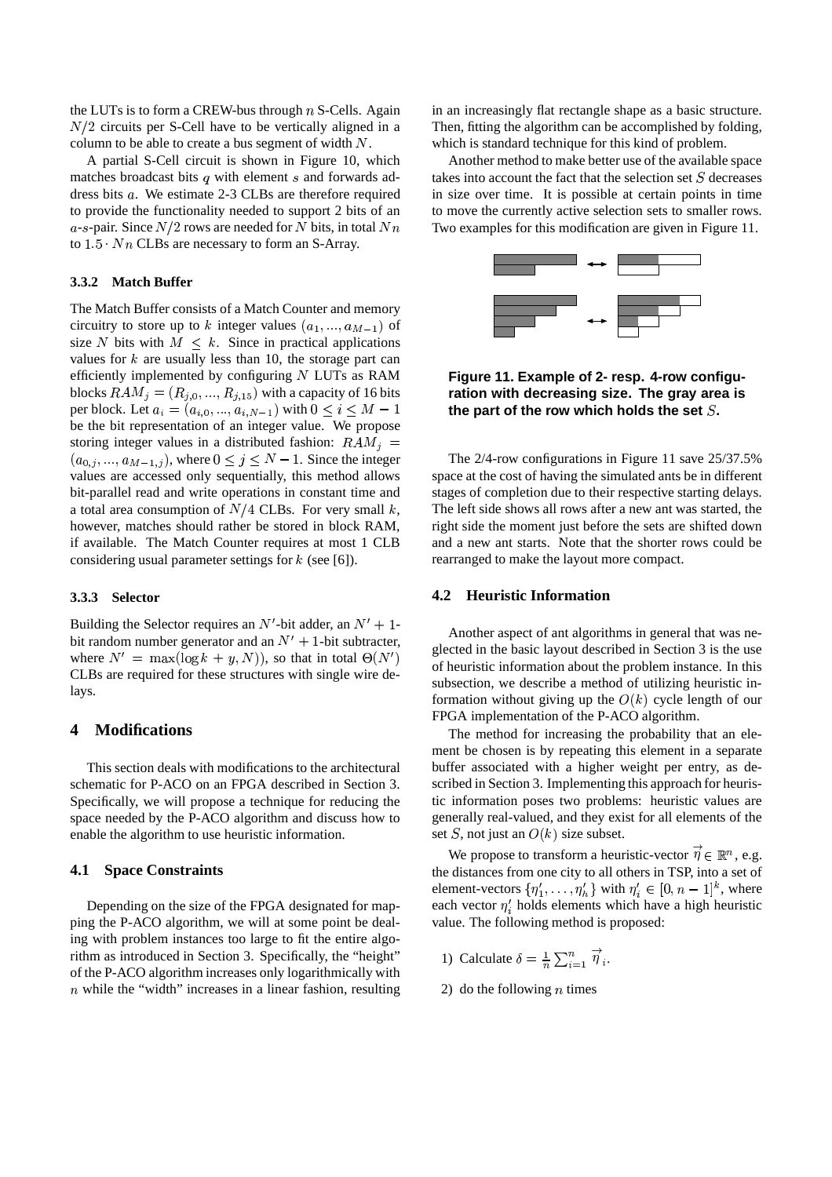the LUTs is to form a CREW-bus through $n$ S-Cells. Again $N/2$ circuits per S-Cell have to be vertically aligned in a column to be able to create a bus segment of width $N$.

A partial S-Cell circuit is shown in Figure 10, which matches broadcast bits $q$ with element $s$ and forwards address bits $a$. We estimate 2-3 CLBs are therefore required to provide the functionality needed to support 2 bits of an $a$-$s$-pair. Since $N/2$ rows are needed for $N$ bits, in total $Nn$ to $1.5 \cdot Nn$ CLBs are necessary to form an S-Array.

### 3.3.2 Match Buffer

The Match Buffer consists of a Match Counter and memory circuitry to store up to $k$ integer values $(a_1, ..., a_{M-1})$ of size $N$ bits with $M \leq k$. Since in practical applications values for $k$ are usually less than 10, the storage part can efficiently implemented by configuring $N$ LUTs as RAM blocks $RAM_j = (R_{j,0}, ..., R_{j,15})$ with a capacity of 16 bits per block. Let $a_i = (a_{i,0}, ..., a_{i,N-1})$ with $0 \leq i \leq M-1$ be the bit representation of an integer value. We propose storing integer values in a distributed fashion: $RAM_j = (a_{0,j}, ..., a_{M-1,j})$, where $0 \leq j \leq N-1$. Since the integer values are accessed only sequentially, this method allows bit-parallel read and write operations in constant time and a total area consumption of $N/4$ CLBs. For very small $k$, however, matches should rather be stored in block RAM, if available. The Match Counter requires at most 1 CLB considering usual parameter settings for $k$ (see [6]).

### 3.3.3 Selector

Building the Selector requires an $N'$-bit adder, an $N'+1$-bit random number generator and an $N'+1$-bit subtracter, where $N' = \max(\log k + y, N))$, so that in total $\Theta(N')$ CLBs are required for these structures with single wire delays.

## 4 Modifications

This section deals with modifications to the architectural schematic for P-ACO on an FPGA described in Section 3. Specifically, we will propose a technique for reducing the space needed by the P-ACO algorithm and discuss how to enable the algorithm to use heuristic information.

### 4.1 Space Constraints

Depending on the size of the FPGA designated for mapping the P-ACO algorithm, we will at some point be dealing with problem instances too large to fit the entire algorithm as introduced in Section 3. Specifically, the "height" of the P-ACO algorithm increases only logarithmically with $n$ while the "width" increases in a linear fashion, resulting in an increasingly flat rectangle shape as a basic structure. Then, fitting the algorithm can be accomplished by folding, which is standard technique for this kind of problem.

Another method to make better use of the available space takes into account the fact that the selection set $S$ decreases in size over time. It is possible at certain points in time to move the currently active selection sets to smaller rows. Two examples for this modification are given in Figure 11.

**Figure 11. Example of 2- resp. 4-row configuration with decreasing size. The gray area is the part of the row which holds the set $S$.**

The 2/4-row configurations in Figure 11 save 25/37.5% space at the cost of having the simulated ants be in different stages of completion due to their respective starting delays. The left side shows all rows after a new ant was started, the right side the moment just before the sets are shifted down and a new ant starts. Note that the shorter rows could be rearranged to make the layout more compact.

### 4.2 Heuristic Information

Another aspect of ant algorithms in general that was neglected in the basic layout described in Section 3 is the use of heuristic information about the problem instance. In this subsection, we describe a method of utilizing heuristic information without giving up the $O(k)$ cycle length of our FPGA implementation of the P-ACO algorithm.

The method for increasing the probability that an element be chosen is by repeating this element in a separate buffer associated with a higher weight per entry, as described in Section 3. Implementing this approach for heuristic information poses two problems: heuristic values are generally real-valued, and they exist for all elements of the set $S$, not just an $O(k)$ size subset.

We propose to transform a heuristic-vector $\vec{\eta} \in \mathbb{R}^n$, e.g. the distances from one city to all others in TSP, into a set of element-vectors $\{\eta'_1, \ldots, \eta'_h\}$ with $\eta'_i \in [0, n-1]^k$, where each vector $\eta'_i$ holds elements which have a high heuristic value. The following method is proposed:

1) Calculate $\delta = \frac{1}{n} \sum_{i=1}^{n} \vec{\eta}_i$.

2) do the following $n$ times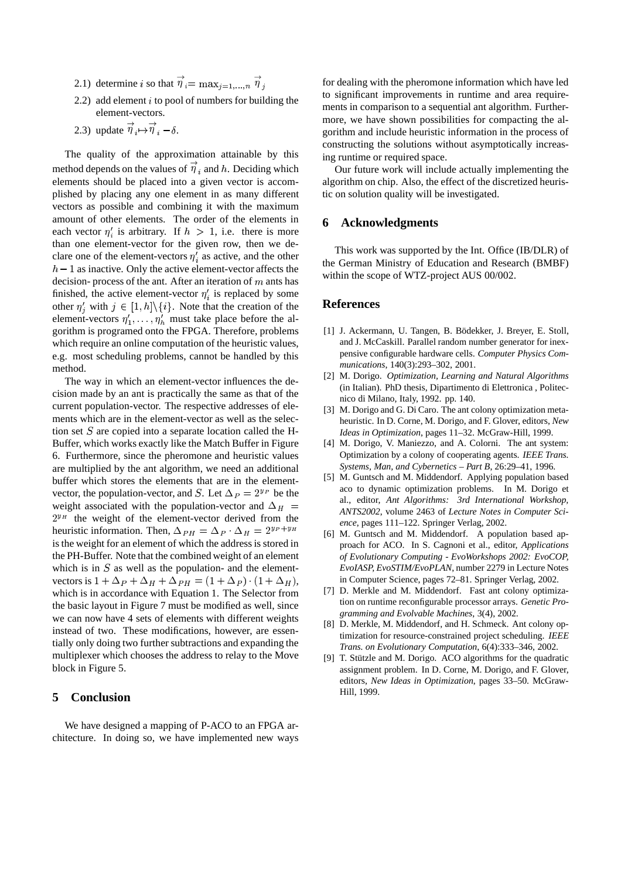2.1) determine $i$ so that $\vec{\eta}_i = \max_{j=1,\ldots,n} \vec{\eta}_j$

2.2) add element $i$ to pool of numbers for building the element-vectors.

2.3) update $\vec{\eta}_i \mapsto \vec{\eta}_i - \delta$.

The quality of the approximation attainable by this method depends on the values of $\vec{\eta}_i$ and $h$. Deciding which elements should be placed into a given vector is accomplished by placing any one element in as many different vectors as possible and combining it with the maximum amount of other elements. The order of the elements in each vector $\eta'_i$ is arbitrary. If $h > 1$, i.e. there is more than one element-vector for the given row, then we declare one of the element-vectors $\eta'_i$ as active, and the other $h-1$ as inactive. Only the active element-vector affects the decision- process of the ant. After an iteration of $m$ ants has finished, the active element-vector $\eta'_i$ is replaced by some other $\eta'_j$ with $j \in [1, h] \backslash \{i\}$. Note that the creation of the element-vectors $\eta'_1, \ldots, \eta'_h$ must take place before the algorithm is programed onto the FPGA. Therefore, problems which require an online computation of the heuristic values, e.g. most scheduling problems, cannot be handled by this method.

The way in which an element-vector influences the decision made by an ant is practically the same as that of the current population-vector. The respective addresses of elements which are in the element-vector as well as the selection set $S$ are copied into a separate location called the H-Buffer, which works exactly like the Match Buffer in Figure 6. Furthermore, since the pheromone and heuristic values are multiplied by the ant algorithm, we need an additional buffer which stores the elements that are in the element-vector, the population-vector, and $S$. Let $\Delta_P = 2^{y_P}$ be the weight associated with the population-vector and $\Delta_H = 2^{y_H}$ the weight of the element-vector derived from the heuristic information. Then, $\Delta_{PH} = \Delta_P \cdot \Delta_H = 2^{y_P + y_H}$ is the weight for an element of which the address is stored in the PH-Buffer. Note that the combined weight of an element which is in $S$ as well as the population- and the element-vectors is $1 + \Delta_P + \Delta_H + \Delta_{PH} = (1 + \Delta_P) \cdot (1 + \Delta_H)$, which is in accordance with Equation 1. The Selector from the basic layout in Figure 7 must be modified as well, since we can now have 4 sets of elements with different weights instead of two. These modifications, however, are essentially only doing two further subtractions and expanding the multiplexer which chooses the address to relay to the Move block in Figure 5.

## 5 Conclusion

We have designed a mapping of P-ACO to an FPGA architecture. In doing so, we have implemented new ways for dealing with the pheromone information which have led to significant improvements in runtime and area requirements in comparison to a sequential ant algorithm. Furthermore, we have shown possibilities for compacting the algorithm and include heuristic information in the process of constructing the solutions without asymptotically increasing runtime or required space.

Our future work will include actually implementing the algorithm on chip. Also, the effect of the discretized heuristic on solution quality will be investigated.

## 6 Acknowledgments

This work was supported by the Int. Office (IB/DLR) of the German Ministry of Education and Research (BMBF) within the scope of WTZ-project AUS 00/002.

## References

[1] J. Ackermann, U. Tangen, B. Bödekker, J. Breyer, E. Stoll, and J. McCaskill. Parallel random number generator for inexpensive configurable hardware cells. *Computer Physics Communications*, 140(3):293–302, 2001.

[2] M. Dorigo. *Optimization, Learning and Natural Algorithms* (in Italian). PhD thesis, Dipartimento di Elettronica , Politecnico di Milano, Italy, 1992. pp. 140.

[3] M. Dorigo and G. Di Caro. The ant colony optimization metaheuristic. In D. Corne, M. Dorigo, and F. Glover, editors, *New Ideas in Optimization*, pages 11–32. McGraw-Hill, 1999.

[4] M. Dorigo, V. Maniezzo, and A. Colorni. The ant system: Optimization by a colony of cooperating agents. *IEEE Trans. Systems, Man, and Cybernetics – Part B*, 26:29–41, 1996.

[5] M. Guntsch and M. Middendorf. Applying population based aco to dynamic optimization problems. In M. Dorigo et al., editor, *Ant Algorithms: 3rd International Workshop, ANTS2002*, volume 2463 of *Lecture Notes in Computer Science*, pages 111–122. Springer Verlag, 2002.

[6] M. Guntsch and M. Middendorf. A population based approach for ACO. In S. Cagnoni et al., editor, *Applications of Evolutionary Computing - EvoWorkshops 2002: EvoCOP, EvoIASP, EvoSTIM/EvoPLAN*, number 2279 in Lecture Notes in Computer Science, pages 72–81. Springer Verlag, 2002.

[7] D. Merkle and M. Middendorf. Fast ant colony optimization on runtime reconfigurable processor arrays. *Genetic Programming and Evolvable Machines*, 3(4), 2002.

[8] D. Merkle, M. Middendorf, and H. Schmeck. Ant colony optimization for resource-constrained project scheduling. *IEEE Trans. on Evolutionary Computation*, 6(4):333–346, 2002.

[9] T. Stützle and M. Dorigo. ACO algorithms for the quadratic assignment problem. In D. Corne, M. Dorigo, and F. Glover, editors, *New Ideas in Optimization*, pages 33–50. McGraw-Hill, 1999.